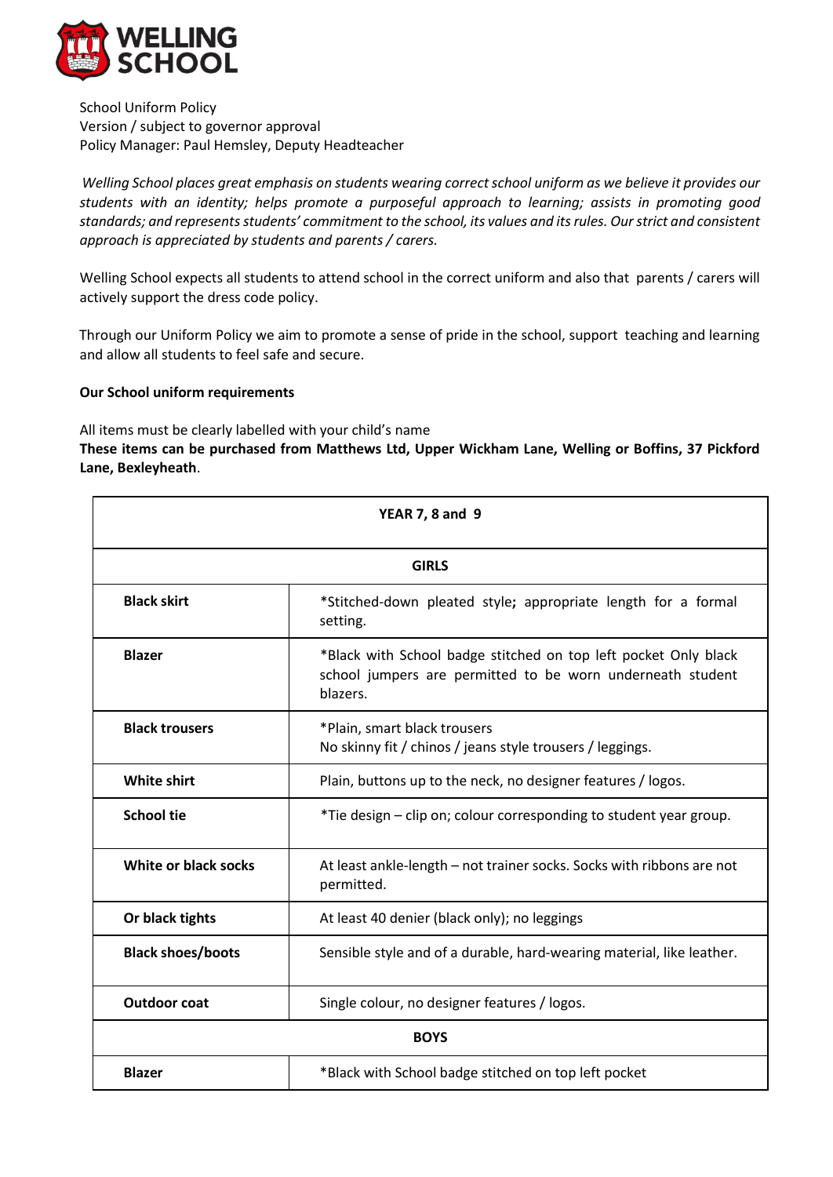**WELLING SCHOOL**

School Uniform Policy
Version / subject to governor approval
Policy Manager: Paul Hemsley, Deputy Headteacher

*Welling School places great emphasis on students wearing correct school uniform as we believe it provides our students with an identity; helps promote a purposeful approach to learning; assists in promoting good standards; and represents students' commitment to the school, its values and its rules. Our strict and consistent approach is appreciated by students and parents / carers.*

Welling School expects all students to attend school in the correct uniform and also that parents / carers will actively support the dress code policy.

Through our Uniform Policy we aim to promote a sense of pride in the school, support teaching and learning and allow all students to feel safe and secure.

**Our School uniform requirements**

All items must be clearly labelled with your child's name
**These items can be purchased from Matthews Ltd, Upper Wickham Lane, Welling or Boffins, 37 Pickford Lane, Bexleyheath**.

| **YEAR 7, 8 and 9** | |
|---|---|
| **GIRLS** | |
| **Black skirt** | *Stitched-down pleated style**;** appropriate length for a formal setting. |
| **Blazer** | *Black with School badge stitched on top left pocket Only black school jumpers are permitted to be worn underneath student blazers. |
| **Black trousers** | *Plain, smart black trousers<br>No skinny fit / chinos / jeans style trousers / leggings. |
| **White shirt** | Plain, buttons up to the neck, no designer features / logos. |
| **School tie** | *Tie design – clip on; colour corresponding to student year group. |
| **White or black socks** | At least ankle-length – not trainer socks. Socks with ribbons are not permitted. |
| **Or black tights** | At least 40 denier (black only); no leggings |
| **Black shoes/boots** | Sensible style and of a durable, hard-wearing material, like leather. |
| **Outdoor coat** | Single colour, no designer features / logos. |
| **BOYS** | |
| **Blazer** | *Black with School badge stitched on top left pocket |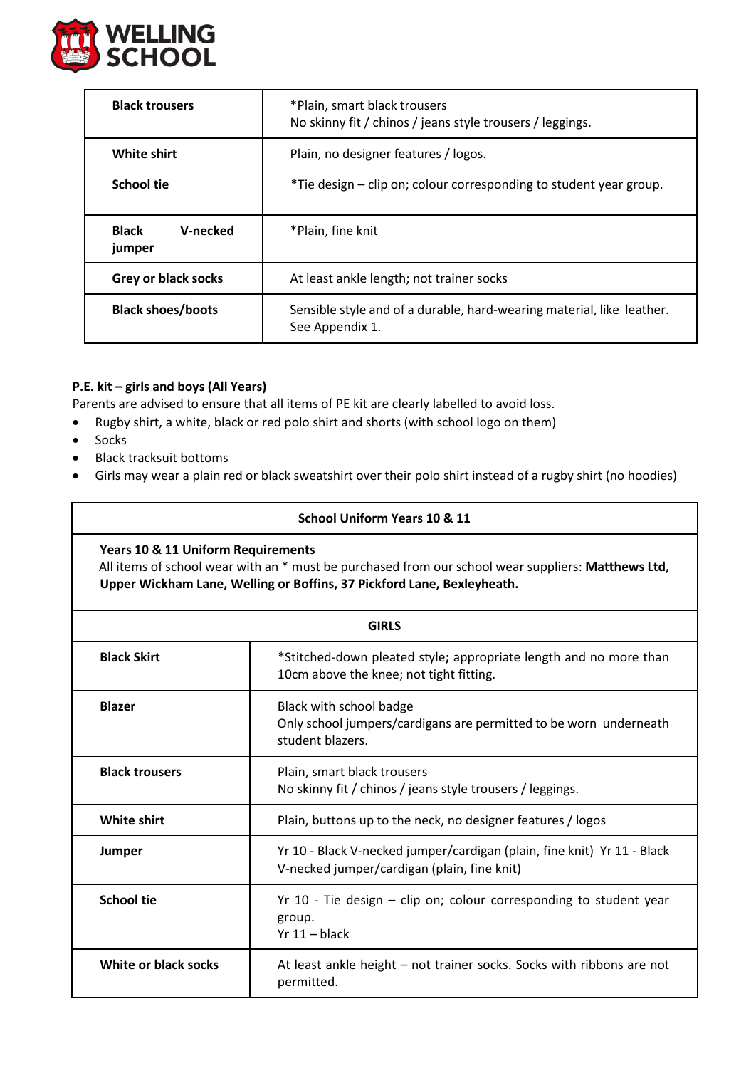| Black trousers | *Plain, smart black trousers<br>No skinny fit / chinos / jeans style trousers / leggings. |
|---|---|
| White shirt | Plain, no designer features / logos. |
| School tie | *Tie design – clip on; colour corresponding to student year group. |
| Black V-necked jumper | *Plain, fine knit |
| Grey or black socks | At least ankle length; not trainer socks |
| Black shoes/boots | Sensible style and of a durable, hard-wearing material, like leather. See Appendix 1. |

**P.E. kit – girls and boys (All Years)**

Parents are advised to ensure that all items of PE kit are clearly labelled to avoid loss.

- Rugby shirt, a white, black or red polo shirt and shorts (with school logo on them)
- Socks
- Black tracksuit bottoms
- Girls may wear a plain red or black sweatshirt over their polo shirt instead of a rugby shirt (no hoodies)

| **School Uniform Years 10 & 11** | |
|---|---|
| **Years 10 & 11 Uniform Requirements**<br>All items of school wear with an * must be purchased from our school wear suppliers: **Matthews Ltd, Upper Wickham Lane, Welling or Boffins, 37 Pickford Lane, Bexleyheath.** | |
| **GIRLS** | |
| **Black Skirt** | *Stitched-down pleated style; appropriate length and no more than 10cm above the knee; not tight fitting. |
| **Blazer** | Black with school badge<br>Only school jumpers/cardigans are permitted to be worn underneath student blazers. |
| **Black trousers** | Plain, smart black trousers<br>No skinny fit / chinos / jeans style trousers / leggings. |
| **White shirt** | Plain, buttons up to the neck, no designer features / logos |
| **Jumper** | Yr 10 - Black V-necked jumper/cardigan (plain, fine knit) Yr 11 - Black V-necked jumper/cardigan (plain, fine knit) |
| **School tie** | Yr 10 - Tie design – clip on; colour corresponding to student year group.<br>Yr 11 – black |
| **White or black socks** | At least ankle height – not trainer socks. Socks with ribbons are not permitted. |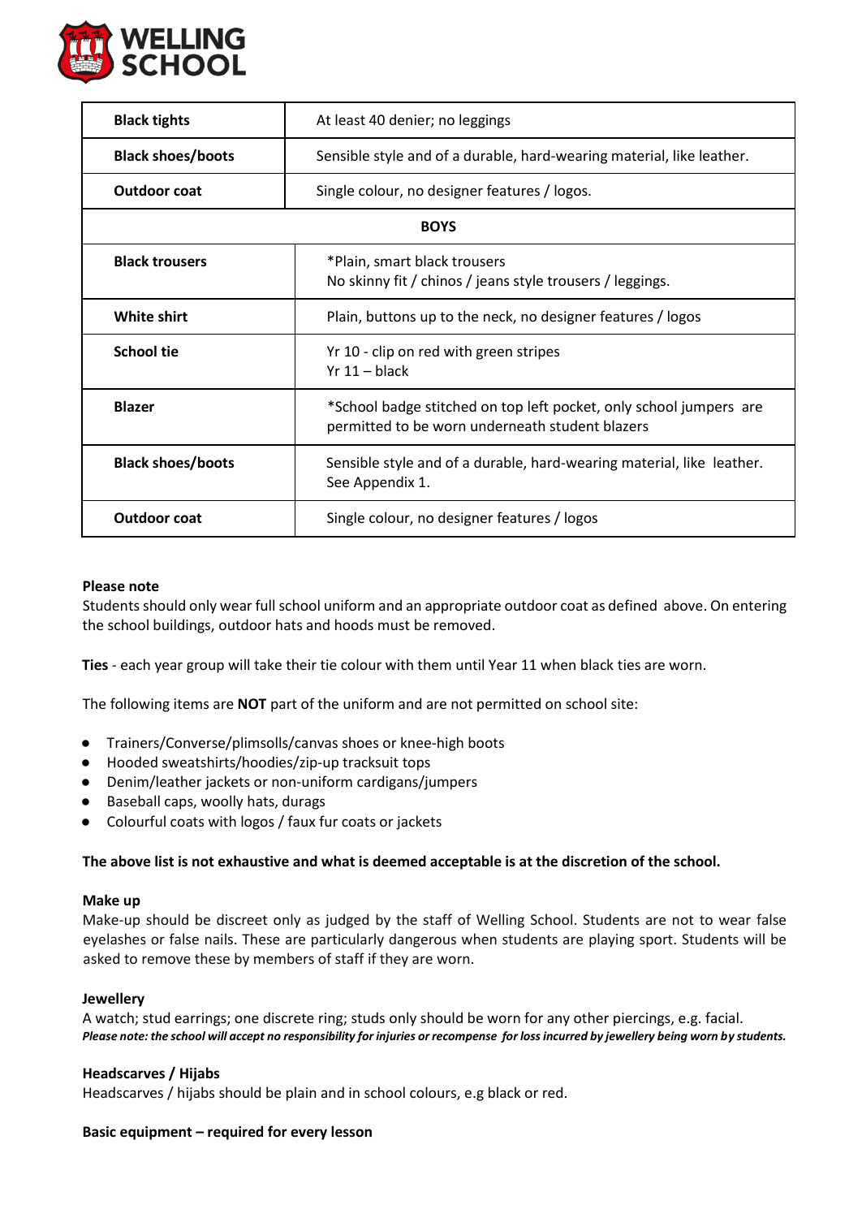| | |
|---|---|
| **Black tights** | At least 40 denier; no leggings |
| **Black shoes/boots** | Sensible style and of a durable, hard-wearing material, like leather. |
| **Outdoor coat** | Single colour, no designer features / logos. |
| **BOYS** | |
| **Black trousers** | *Plain, smart black trousers<br>No skinny fit / chinos / jeans style trousers / leggings. |
| **White shirt** | Plain, buttons up to the neck, no designer features / logos |
| **School tie** | Yr 10 - clip on red with green stripes<br>Yr 11 – black |
| **Blazer** | *School badge stitched on top left pocket, only school jumpers are permitted to be worn underneath student blazers |
| **Black shoes/boots** | Sensible style and of a durable, hard-wearing material, like leather. See Appendix 1. |
| **Outdoor coat** | Single colour, no designer features / logos |

**Please note**

Students should only wear full school uniform and an appropriate outdoor coat as defined above. On entering the school buildings, outdoor hats and hoods must be removed.

**Ties** - each year group will take their tie colour with them until Year 11 when black ties are worn.

The following items are **NOT** part of the uniform and are not permitted on school site:

- Trainers/Converse/plimsolls/canvas shoes or knee-high boots
- Hooded sweatshirts/hoodies/zip-up tracksuit tops
- Denim/leather jackets or non-uniform cardigans/jumpers
- Baseball caps, woolly hats, durags
- Colourful coats with logos / faux fur coats or jackets

**The above list is not exhaustive and what is deemed acceptable is at the discretion of the school.**

**Make up**

Make-up should be discreet only as judged by the staff of Welling School. Students are not to wear false eyelashes or false nails. These are particularly dangerous when students are playing sport. Students will be asked to remove these by members of staff if they are worn.

**Jewellery**

A watch; stud earrings; one discrete ring; studs only should be worn for any other piercings, e.g. facial.

***Please note: the school will accept no responsibility for injuries or recompense for loss incurred by jewellery being worn by students.***

**Headscarves / Hijabs**

Headscarves / hijabs should be plain and in school colours, e.g black or red.

**Basic equipment – required for every lesson**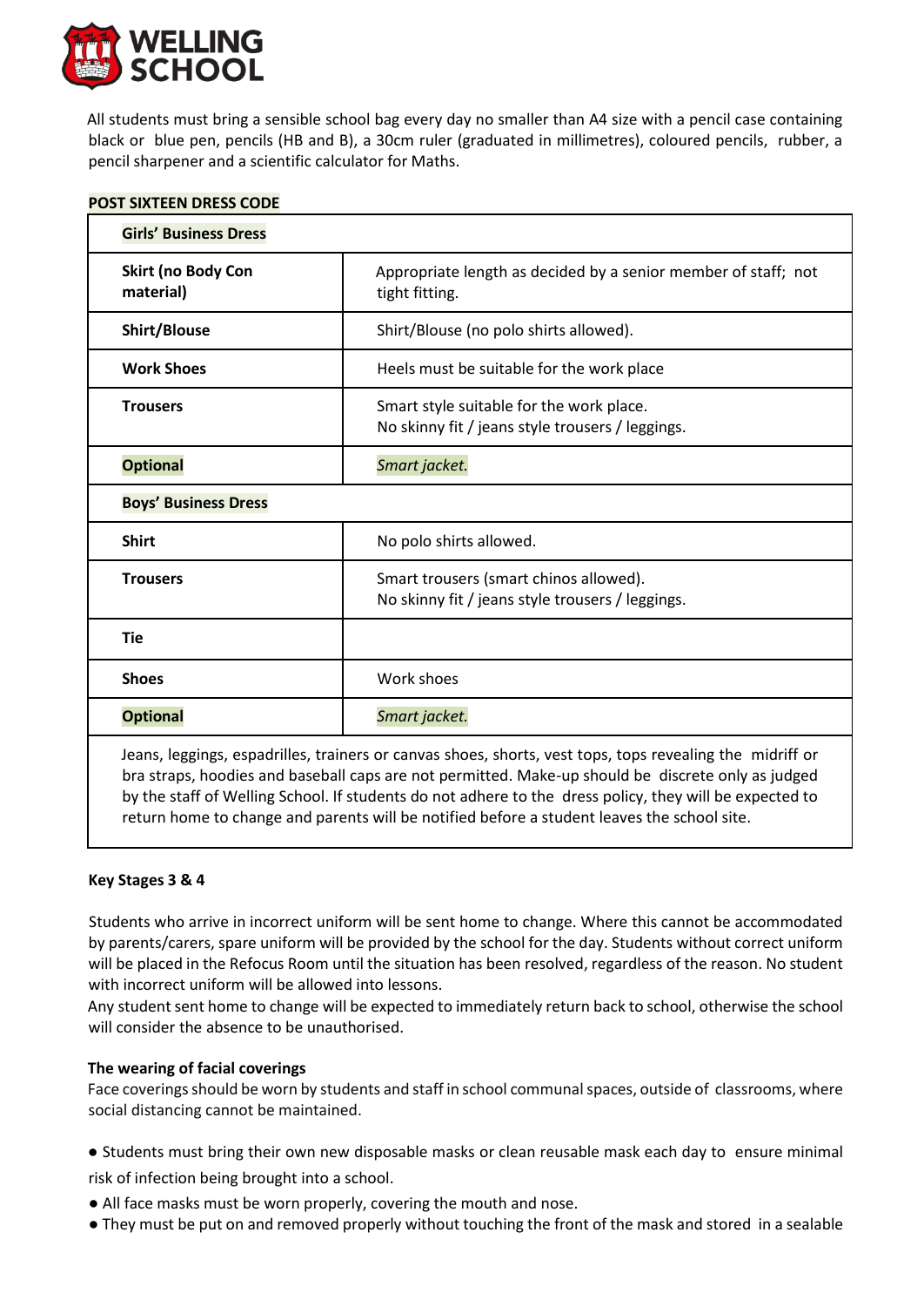All students must bring a sensible school bag every day no smaller than A4 size with a pencil case containing black or blue pen, pencils (HB and B), a 30cm ruler (graduated in millimetres), coloured pencils, rubber, a pencil sharpener and a scientific calculator for Maths.

**POST SIXTEEN DRESS CODE**

| **Girls' Business Dress** | |
|---|---|
| **Skirt (no Body Con material)** | Appropriate length as decided by a senior member of staff; not tight fitting. |
| **Shirt/Blouse** | Shirt/Blouse (no polo shirts allowed). |
| **Work Shoes** | Heels must be suitable for the work place |
| **Trousers** | Smart style suitable for the work place. No skinny fit / jeans style trousers / leggings. |
| **Optional** | *Smart jacket.* |
| **Boys' Business Dress** | |
| **Shirt** | No polo shirts allowed. |
| **Trousers** | Smart trousers (smart chinos allowed). No skinny fit / jeans style trousers / leggings. |
| **Tie** | |
| **Shoes** | Work shoes |
| **Optional** | *Smart jacket.* |

Jeans, leggings, espadrilles, trainers or canvas shoes, shorts, vest tops, tops revealing the midriff or bra straps, hoodies and baseball caps are not permitted. Make-up should be discrete only as judged by the staff of Welling School. If students do not adhere to the dress policy, they will be expected to return home to change and parents will be notified before a student leaves the school site.

**Key Stages 3 & 4**

Students who arrive in incorrect uniform will be sent home to change. Where this cannot be accommodated by parents/carers, spare uniform will be provided by the school for the day. Students without correct uniform will be placed in the Refocus Room until the situation has been resolved, regardless of the reason. No student with incorrect uniform will be allowed into lessons.
Any student sent home to change will be expected to immediately return back to school, otherwise the school will consider the absence to be unauthorised.

**The wearing of facial coverings**

Face coverings should be worn by students and staff in school communal spaces, outside of classrooms, where social distancing cannot be maintained.

- Students must bring their own new disposable masks or clean reusable mask each day to ensure minimal risk of infection being brought into a school.
- All face masks must be worn properly, covering the mouth and nose.
- They must be put on and removed properly without touching the front of the mask and stored in a sealable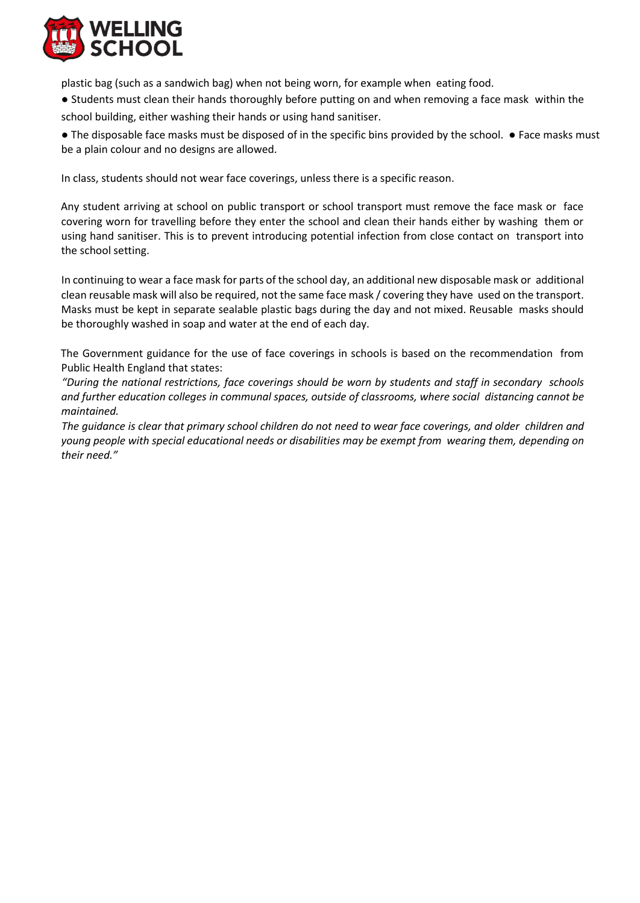plastic bag (such as a sandwich bag) when not being worn, for example when eating food.

- Students must clean their hands thoroughly before putting on and when removing a face mask within the school building, either washing their hands or using hand sanitiser.
- The disposable face masks must be disposed of in the specific bins provided by the school.
- Face masks must be a plain colour and no designs are allowed.

In class, students should not wear face coverings, unless there is a specific reason.

Any student arriving at school on public transport or school transport must remove the face mask or face covering worn for travelling before they enter the school and clean their hands either by washing them or using hand sanitiser. This is to prevent introducing potential infection from close contact on transport into the school setting.

In continuing to wear a face mask for parts of the school day, an additional new disposable mask or additional clean reusable mask will also be required, not the same face mask / covering they have used on the transport. Masks must be kept in separate sealable plastic bags during the day and not mixed. Reusable masks should be thoroughly washed in soap and water at the end of each day.

The Government guidance for the use of face coverings in schools is based on the recommendation from Public Health England that states:

*"During the national restrictions, face coverings should be worn by students and staff in secondary schools and further education colleges in communal spaces, outside of classrooms, where social distancing cannot be maintained.*

*The guidance is clear that primary school children do not need to wear face coverings, and older children and young people with special educational needs or disabilities may be exempt from wearing them, depending on their need."*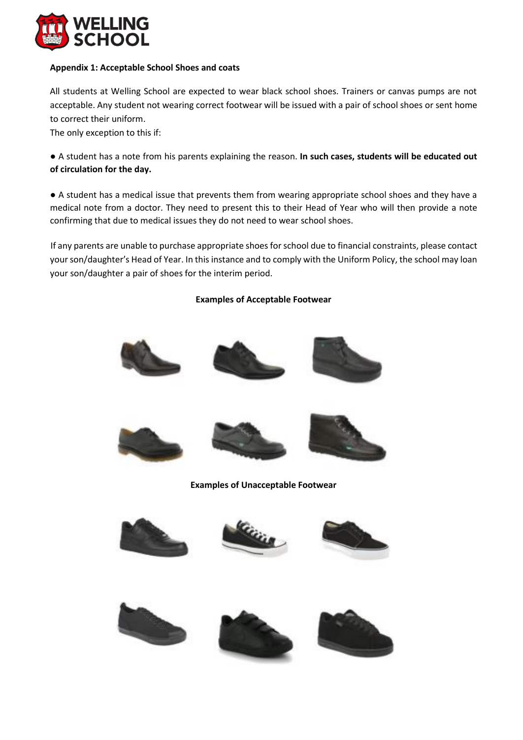**Appendix 1: Acceptable School Shoes and coats**

All students at Welling School are expected to wear black school shoes. Trainers or canvas pumps are not acceptable. Any student not wearing correct footwear will be issued with a pair of school shoes or sent home to correct their uniform.

The only exception to this if:

- A student has a note from his parents explaining the reason. **In such cases, students will be educated out of circulation for the day.**

- A student has a medical issue that prevents them from wearing appropriate school shoes and they have a medical note from a doctor. They need to present this to their Head of Year who will then provide a note confirming that due to medical issues they do not need to wear school shoes.

If any parents are unable to purchase appropriate shoes for school due to financial constraints, please contact your son/daughter's Head of Year. In this instance and to comply with the Uniform Policy, the school may loan your son/daughter a pair of shoes for the interim period.

**Examples of Acceptable Footwear**

**Examples of Unacceptable Footwear**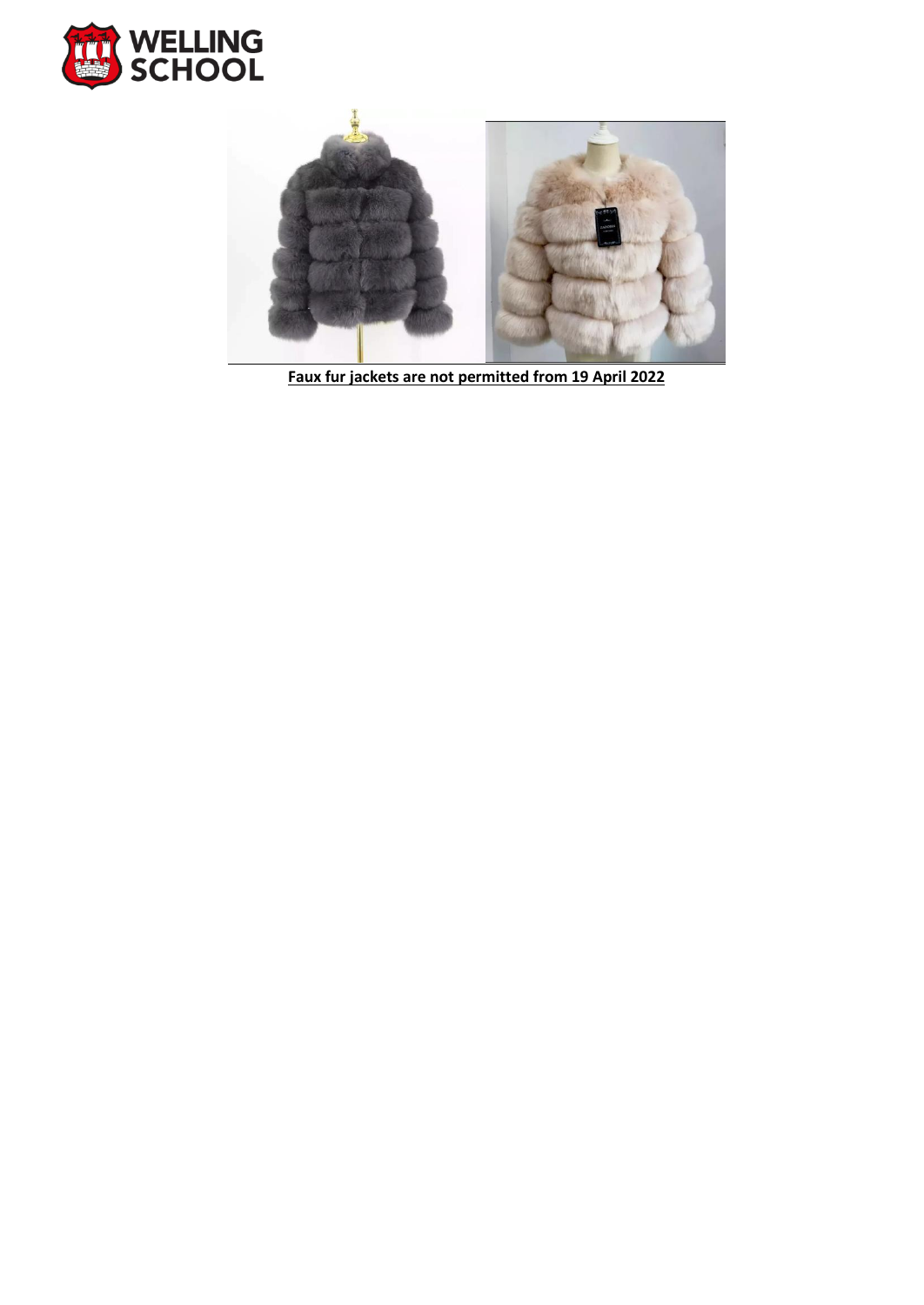**Faux fur jackets are not permitted from 19 April 2022**